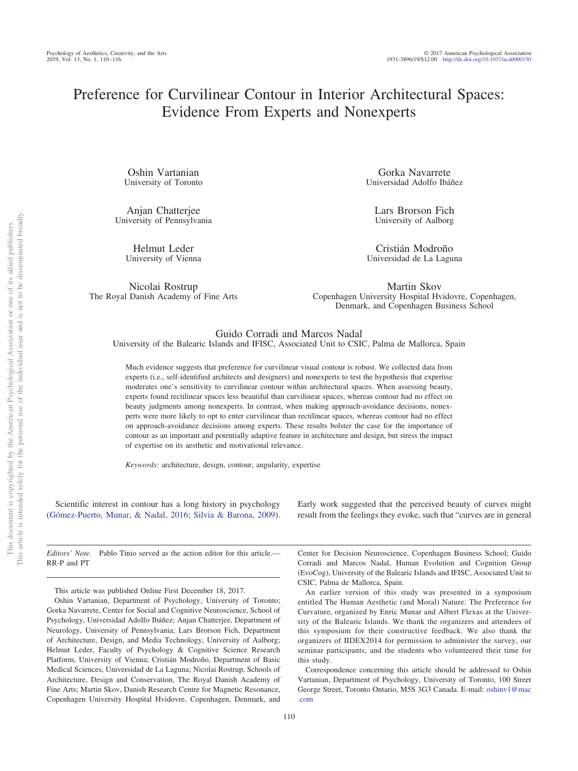# Preference for Curvilinear Contour in Interior Architectural Spaces: Evidence From Experts and Nonexperts

Oshin Vartanian
University of Toronto

Gorka Navarrete
Universidad Adolfo Ibáñez

Anjan Chatterjee
University of Pennsylvania

Lars Brorson Fich
University of Aalborg

Helmut Leder
University of Vienna

Cristián Modroño
Universidad de La Laguna

Nicolai Rostrup
The Royal Danish Academy of Fine Arts

Martin Skov
Copenhagen University Hospital Hvidovre, Copenhagen, Denmark, and Copenhagen Business School

Guido Corradi and Marcos Nadal
University of the Balearic Islands and IFISC, Associated Unit to CSIC, Palma de Mallorca, Spain

Much evidence suggests that preference for curvilinear visual contour is robust. We collected data from experts (i.e., self-identified architects and designers) and nonexperts to test the hypothesis that expertise moderates one's sensitivity to curvilinear contour within architectural spaces. When assessing beauty, experts found rectilinear spaces less beautiful than curvilinear spaces, whereas contour had no effect on beauty judgments among nonexperts. In contrast, when making approach-avoidance decisions, nonexperts were more likely to opt to enter curvilinear than rectilinear spaces, whereas contour had no effect on approach-avoidance decisions among experts. These results bolster the case for the importance of contour as an important and potentially adaptive feature in architecture and design, but stress the impact of expertise on its aesthetic and motivational relevance.

*Keywords:* architecture, design, contour, angularity, expertise

Scientific interest in contour has a long history in psychology (Gómez-Puerto, Munar, & Nadal, 2016; Silvia & Barona, 2009). Early work suggested that the perceived beauty of curves might result from the feelings they evoke, such that "curves are in general

*Editors' Note.* Pablo Tinio served as the action editor for this article.—RR-P and PT

This article was published Online First December 18, 2017.

Oshin Vartanian, Department of Psychology, University of Toronto; Gorka Navarrete, Center for Social and Cognitive Neuroscience, School of Psychology, Universidad Adolfo Ibáñez; Anjan Chatterjee, Department of Neurology, University of Pennsylvania; Lars Brorson Fich, Department of Architecture, Design, and Media Technology, University of Aalborg; Helmut Leder, Faculty of Psychology & Cognitive Science Research Platform, University of Vienna; Cristián Modroño, Department of Basic Medical Sciences, Universidad de La Laguna; Nicolai Rostrup, Schools of Architecture, Design and Conservation, The Royal Danish Academy of Fine Arts; Martin Skov, Danish Research Centre for Magnetic Resonance, Copenhagen University Hospital Hvidovre, Copenhagen, Denmark, and Center for Decision Neuroscience, Copenhagen Business School; Guido Corradi and Marcos Nadal, Human Evolution and Cognition Group (EvoCog), University of the Balearic Islands and IFISC, Associated Unit to CSIC, Palma de Mallorca, Spain.

An earlier version of this study was presented in a symposium entitled The Human Aesthetic (and Moral) Nature: The Preference for Curvature, organized by Enric Munar and Albert Flexas at the University of the Balearic Islands. We thank the organizers and attendees of this symposium for their constructive feedback. We also thank the organizers of IIDEX2014 for permission to administer the survey, our seminar participants, and the students who volunteered their time for this study.

Correspondence concerning this article should be addressed to Oshin Vartanian, Department of Psychology, University of Toronto, 100 Street George Street, Toronto Ontario, M5S 3G3 Canada. E-mail: oshinv1@mac.com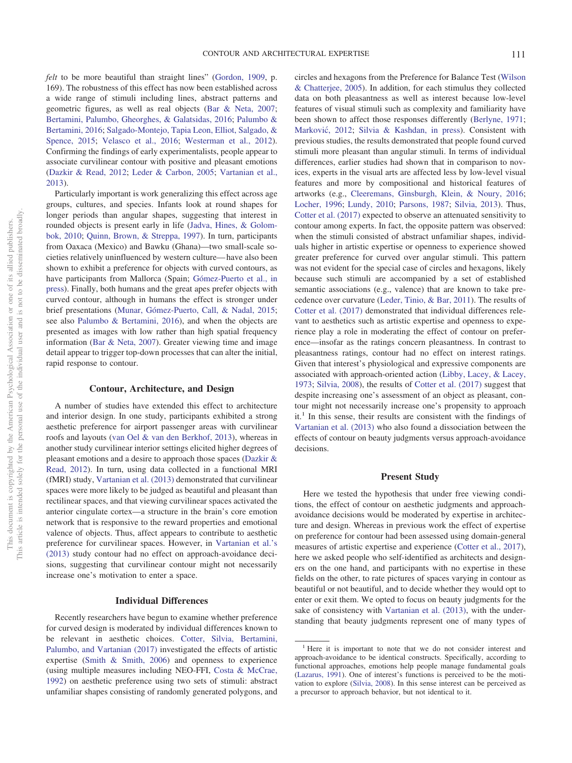*felt* to be more beautiful than straight lines" (Gordon, 1909, p. 169). The robustness of this effect has now been established across a wide range of stimuli including lines, abstract patterns and geometric figures, as well as real objects (Bar & Neta, 2007; Bertamini, Palumbo, Gheorghes, & Galatsidas, 2016; Palumbo & Bertamini, 2016; Salgado-Montejo, Tapia Leon, Elliot, Salgado, & Spence, 2015; Velasco et al., 2016; Westerman et al., 2012). Confirming the findings of early experimentalists, people appear to associate curvilinear contour with positive and pleasant emotions (Dazkir & Read, 2012; Leder & Carbon, 2005; Vartanian et al., 2013).

Particularly important is work generalizing this effect across age groups, cultures, and species. Infants look at round shapes for longer periods than angular shapes, suggesting that interest in rounded objects is present early in life (Jadva, Hines, & Golombok, 2010; Quinn, Brown, & Streppa, 1997). In turn, participants from Oaxaca (Mexico) and Bawku (Ghana)—two small-scale societies relatively uninfluenced by western culture—have also been shown to exhibit a preference for objects with curved contours, as have participants from Mallorca (Spain; Gómez-Puerto et al., in press). Finally, both humans and the great apes prefer objects with curved contour, although in humans the effect is stronger under brief presentations (Munar, Gómez-Puerto, Call, & Nadal, 2015; see also Palumbo & Bertamini, 2016), and when the objects are presented as images with low rather than high spatial frequency information (Bar & Neta, 2007). Greater viewing time and image detail appear to trigger top-down processes that can alter the initial, rapid response to contour.

## Contour, Architecture, and Design

A number of studies have extended this effect to architecture and interior design. In one study, participants exhibited a strong aesthetic preference for airport passenger areas with curvilinear roofs and layouts (van Oel & van den Berkhof, 2013), whereas in another study curvilinear interior settings elicited higher degrees of pleasant emotions and a desire to approach those spaces (Dazkir & Read, 2012). In turn, using data collected in a functional MRI (fMRI) study, Vartanian et al. (2013) demonstrated that curvilinear spaces were more likely to be judged as beautiful and pleasant than rectilinear spaces, and that viewing curvilinear spaces activated the anterior cingulate cortex—a structure in the brain's core emotion network that is responsive to the reward properties and emotional valence of objects. Thus, affect appears to contribute to aesthetic preference for curvilinear spaces. However, in Vartanian et al.'s (2013) study contour had no effect on approach-avoidance decisions, suggesting that curvilinear contour might not necessarily increase one's motivation to enter a space.

## Individual Differences

Recently researchers have begun to examine whether preference for curved design is moderated by individual differences known to be relevant in aesthetic choices. Cotter, Silvia, Bertamini, Palumbo, and Vartanian (2017) investigated the effects of artistic expertise (Smith & Smith, 2006) and openness to experience (using multiple measures including NEO-FFI, Costa & McCrae, 1992) on aesthetic preference using two sets of stimuli: abstract unfamiliar shapes consisting of randomly generated polygons, and circles and hexagons from the Preference for Balance Test (Wilson & Chatterjee, 2005). In addition, for each stimulus they collected data on both pleasantness as well as interest because low-level features of visual stimuli such as complexity and familiarity have been shown to affect those responses differently (Berlyne, 1971; Marković, 2012; Silvia & Kashdan, in press). Consistent with previous studies, the results demonstrated that people found curved stimuli more pleasant than angular stimuli. In terms of individual differences, earlier studies had shown that in comparison to novices, experts in the visual arts are affected less by low-level visual features and more by compositional and historical features of artworks (e.g., Cleeremans, Ginsburgh, Klein, & Noury, 2016; Locher, 1996; Lundy, 2010; Parsons, 1987; Silvia, 2013). Thus, Cotter et al. (2017) expected to observe an attenuated sensitivity to contour among experts. In fact, the opposite pattern was observed: when the stimuli consisted of abstract unfamiliar shapes, individuals higher in artistic expertise or openness to experience showed greater preference for curved over angular stimuli. This pattern was not evident for the special case of circles and hexagons, likely because such stimuli are accompanied by a set of established semantic associations (e.g., valence) that are known to take precedence over curvature (Leder, Tinio, & Bar, 2011). The results of Cotter et al. (2017) demonstrated that individual differences relevant to aesthetics such as artistic expertise and openness to experience play a role in moderating the effect of contour on preference—insofar as the ratings concern pleasantness. In contrast to pleasantness ratings, contour had no effect on interest ratings. Given that interest's physiological and expressive components are associated with approach-oriented action (Libby, Lacey, & Lacey, 1973; Silvia, 2008), the results of Cotter et al. (2017) suggest that despite increasing one's assessment of an object as pleasant, contour might not necessarily increase one's propensity to approach it.[1] In this sense, their results are consistent with the findings of Vartanian et al. (2013) who also found a dissociation between the effects of contour on beauty judgments versus approach-avoidance decisions.

## Present Study

Here we tested the hypothesis that under free viewing conditions, the effect of contour on aesthetic judgments and approach-avoidance decisions would be moderated by expertise in architecture and design. Whereas in previous work the effect of expertise on preference for contour had been assessed using domain-general measures of artistic expertise and experience (Cotter et al., 2017), here we asked people who self-identified as architects and designers on the one hand, and participants with no expertise in these fields on the other, to rate pictures of spaces varying in contour as beautiful or not beautiful, and to decide whether they would opt to enter or exit them. We opted to focus on beauty judgments for the sake of consistency with Vartanian et al. (2013), with the understanding that beauty judgments represent one of many types of

[1] Here it is important to note that we do not consider interest and approach-avoidance to be identical constructs. Specifically, according to functional approaches, emotions help people manage fundamental goals (Lazarus, 1991). One of interest's functions is perceived to be the motivation to explore (Silvia, 2008). In this sense interest can be perceived as a precursor to approach behavior, but not identical to it.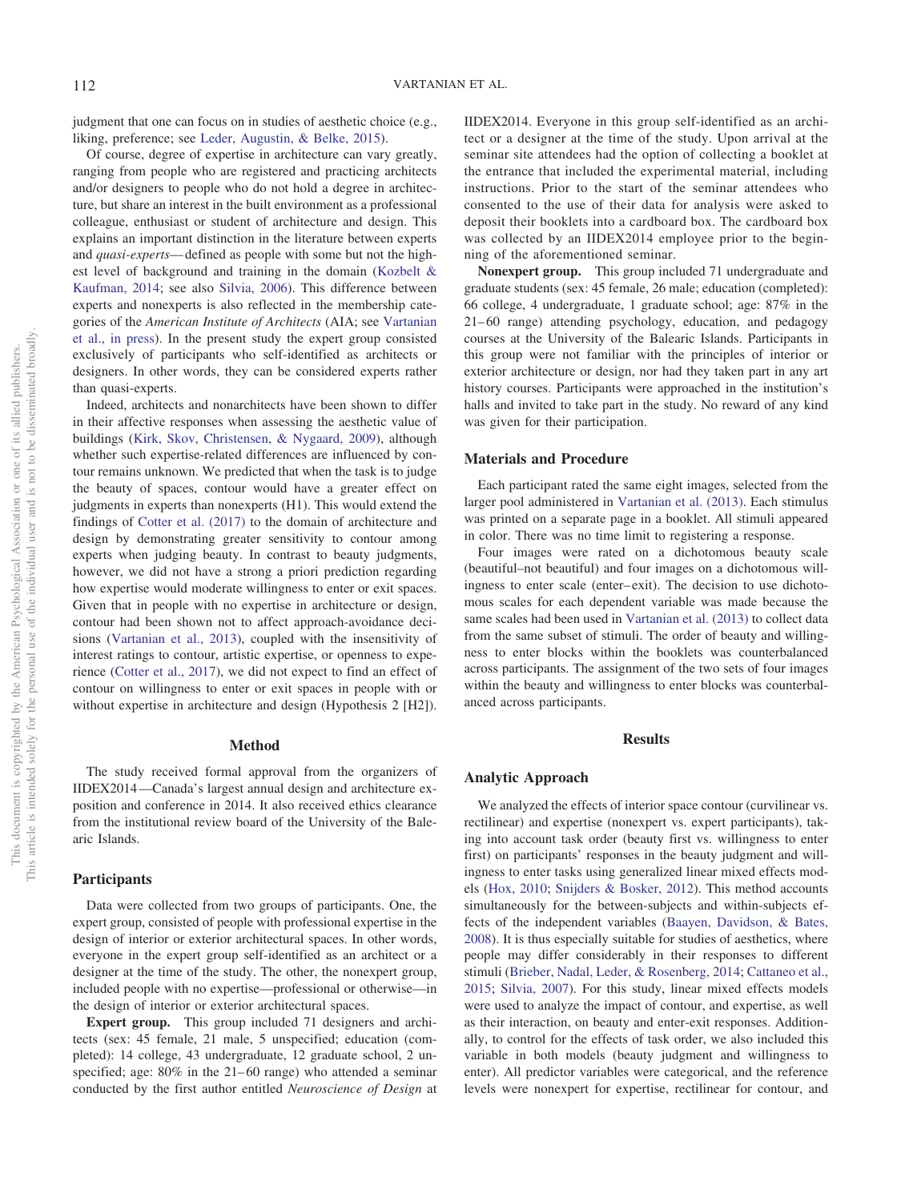judgment that one can focus on in studies of aesthetic choice (e.g., liking, preference; see Leder, Augustin, & Belke, 2015).

Of course, degree of expertise in architecture can vary greatly, ranging from people who are registered and practicing architects and/or designers to people who do not hold a degree in architecture, but share an interest in the built environment as a professional colleague, enthusiast or student of architecture and design. This explains an important distinction in the literature between experts and *quasi-experts*—defined as people with some but not the highest level of background and training in the domain (Kozbelt & Kaufman, 2014; see also Silvia, 2006). This difference between experts and nonexperts is also reflected in the membership categories of the *American Institute of Architects* (AIA; see Vartanian et al., in press). In the present study the expert group consisted exclusively of participants who self-identified as architects or designers. In other words, they can be considered experts rather than quasi-experts.

Indeed, architects and nonarchitects have been shown to differ in their affective responses when assessing the aesthetic value of buildings (Kirk, Skov, Christensen, & Nygaard, 2009), although whether such expertise-related differences are influenced by contour remains unknown. We predicted that when the task is to judge the beauty of spaces, contour would have a greater effect on judgments in experts than nonexperts (H1). This would extend the findings of Cotter et al. (2017) to the domain of architecture and design by demonstrating greater sensitivity to contour among experts when judging beauty. In contrast to beauty judgments, however, we did not have a strong a priori prediction regarding how expertise would moderate willingness to enter or exit spaces. Given that in people with no expertise in architecture or design, contour had been shown not to affect approach-avoidance decisions (Vartanian et al., 2013), coupled with the insensitivity of interest ratings to contour, artistic expertise, or openness to experience (Cotter et al., 2017), we did not expect to find an effect of contour on willingness to enter or exit spaces in people with or without expertise in architecture and design (Hypothesis 2 [H2]).

## Method

The study received formal approval from the organizers of IIDEX2014—Canada's largest annual design and architecture exposition and conference in 2014. It also received ethics clearance from the institutional review board of the University of the Balearic Islands.

### Participants

Data were collected from two groups of participants. One, the expert group, consisted of people with professional expertise in the design of interior or exterior architectural spaces. In other words, everyone in the expert group self-identified as an architect or a designer at the time of the study. The other, the nonexpert group, included people with no expertise—professional or otherwise—in the design of interior or exterior architectural spaces.

**Expert group.** This group included 71 designers and architects (sex: 45 female, 21 male, 5 unspecified; education (completed): 14 college, 43 undergraduate, 12 graduate school, 2 unspecified; age: 80% in the 21–60 range) who attended a seminar conducted by the first author entitled *Neuroscience of Design* at IIDEX2014. Everyone in this group self-identified as an architect or a designer at the time of the study. Upon arrival at the seminar site attendees had the option of collecting a booklet at the entrance that included the experimental material, including instructions. Prior to the start of the seminar attendees who consented to the use of their data for analysis were asked to deposit their booklets into a cardboard box. The cardboard box was collected by an IIDEX2014 employee prior to the beginning of the aforementioned seminar.

**Nonexpert group.** This group included 71 undergraduate and graduate students (sex: 45 female, 26 male; education (completed): 66 college, 4 undergraduate, 1 graduate school; age: 87% in the 21–60 range) attending psychology, education, and pedagogy courses at the University of the Balearic Islands. Participants in this group were not familiar with the principles of interior or exterior architecture or design, nor had they taken part in any art history courses. Participants were approached in the institution's halls and invited to take part in the study. No reward of any kind was given for their participation.

### Materials and Procedure

Each participant rated the same eight images, selected from the larger pool administered in Vartanian et al. (2013). Each stimulus was printed on a separate page in a booklet. All stimuli appeared in color. There was no time limit to registering a response.

Four images were rated on a dichotomous beauty scale (beautiful–not beautiful) and four images on a dichotomous willingness to enter scale (enter–exit). The decision to use dichotomous scales for each dependent variable was made because the same scales had been used in Vartanian et al. (2013) to collect data from the same subset of stimuli. The order of beauty and willingness to enter blocks within the booklets was counterbalanced across participants. The assignment of the two sets of four images within the beauty and willingness to enter blocks was counterbalanced across participants.

## Results

### Analytic Approach

We analyzed the effects of interior space contour (curvilinear vs. rectilinear) and expertise (nonexpert vs. expert participants), taking into account task order (beauty first vs. willingness to enter first) on participants' responses in the beauty judgment and willingness to enter tasks using generalized linear mixed effects models (Hox, 2010; Snijders & Bosker, 2012). This method accounts simultaneously for the between-subjects and within-subjects effects of the independent variables (Baayen, Davidson, & Bates, 2008). It is thus especially suitable for studies of aesthetics, where people may differ considerably in their responses to different stimuli (Brieber, Nadal, Leder, & Rosenberg, 2014; Cattaneo et al., 2015; Silvia, 2007). For this study, linear mixed effects models were used to analyze the impact of contour, and expertise, as well as their interaction, on beauty and enter-exit responses. Additionally, to control for the effects of task order, we also included this variable in both models (beauty judgment and willingness to enter). All predictor variables were categorical, and the reference levels were nonexpert for expertise, rectilinear for contour, and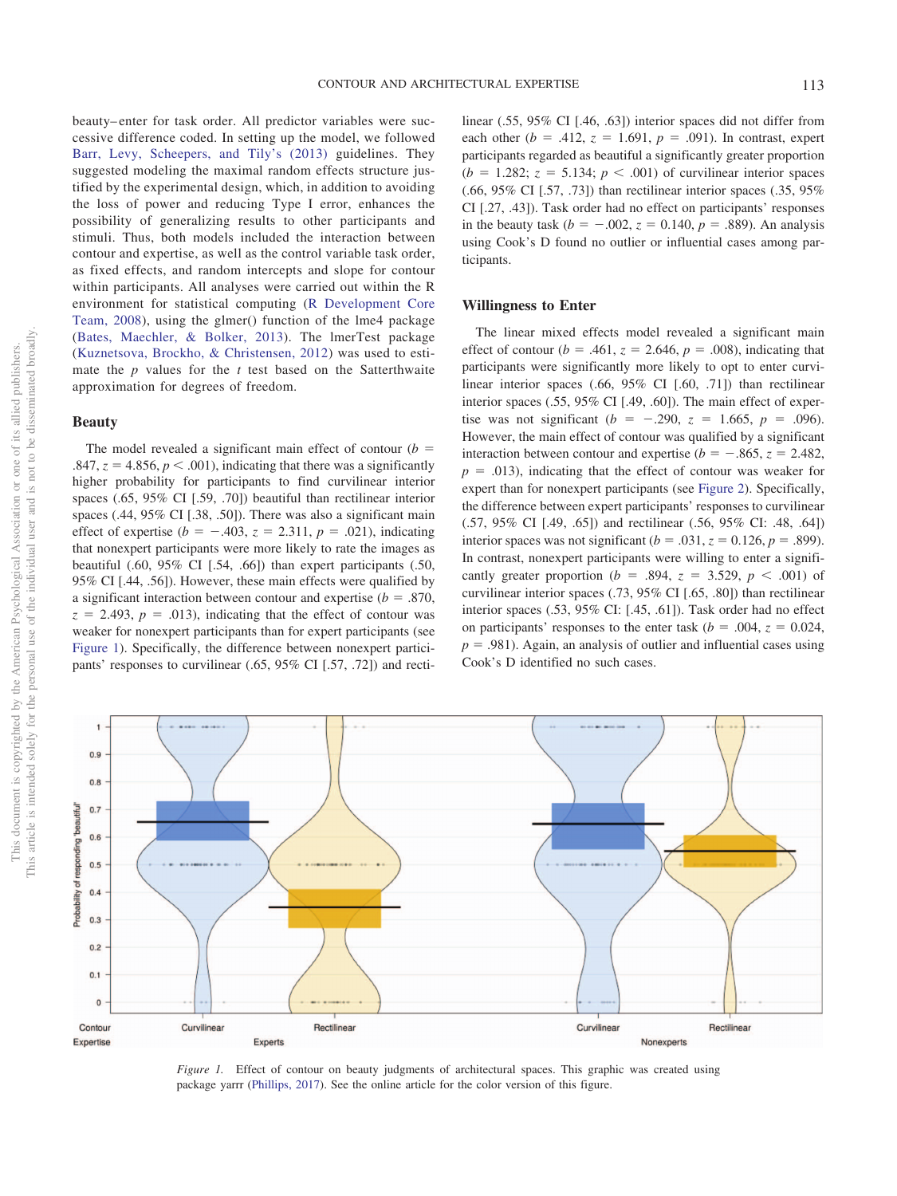beauty–enter for task order. All predictor variables were successive difference coded. In setting up the model, we followed Barr, Levy, Scheepers, and Tily's (2013) guidelines. They suggested modeling the maximal random effects structure justified by the experimental design, which, in addition to avoiding the loss of power and reducing Type I error, enhances the possibility of generalizing results to other participants and stimuli. Thus, both models included the interaction between contour and expertise, as well as the control variable task order, as fixed effects, and random intercepts and slope for contour within participants. All analyses were carried out within the R environment for statistical computing (R Development Core Team, 2008), using the glmer() function of the lme4 package (Bates, Maechler, & Bolker, 2013). The lmerTest package (Kuznetsova, Brockho, & Christensen, 2012) was used to estimate the $p$ values for the $t$ test based on the Satterthwaite approximation for degrees of freedom.

## Beauty

The model revealed a significant main effect of contour ($b = .847$, $z = 4.856$, $p < .001$), indicating that there was a significantly higher probability for participants to find curvilinear interior spaces (.65, 95% CI [.59, .70]) beautiful than rectilinear interior spaces (.44, 95% CI [.38, .50]). There was also a significant main effect of expertise ($b = -.403$, $z = 2.311$, $p = .021$), indicating that nonexpert participants were more likely to rate the images as beautiful (.60, 95% CI [.54, .66]) than expert participants (.50, 95% CI [.44, .56]). However, these main effects were qualified by a significant interaction between contour and expertise ($b = .870$, $z = 2.493$, $p = .013$), indicating that the effect of contour was weaker for nonexpert participants than for expert participants (see Figure 1). Specifically, the difference between nonexpert participants' responses to curvilinear (.65, 95% CI [.57, .72]) and rectilinear (.55, 95% CI [.46, .63]) interior spaces did not differ from each other ($b = .412$, $z = 1.691$, $p = .091$). In contrast, expert participants regarded as beautiful a significantly greater proportion ($b = 1.282$; $z = 5.134$; $p < .001$) of curvilinear interior spaces (.66, 95% CI [.57, .73]) than rectilinear interior spaces (.35, 95% CI [.27, .43]). Task order had no effect on participants' responses in the beauty task ($b = -.002$, $z = 0.140$, $p = .889$). An analysis using Cook's D found no outlier or influential cases among participants.

## Willingness to Enter

The linear mixed effects model revealed a significant main effect of contour ($b = .461$, $z = 2.646$, $p = .008$), indicating that participants were significantly more likely to opt to enter curvilinear interior spaces (.67, 95% CI [.60, .72]) than rectilinear interior spaces (.55, 95% CI [.49, .60]). The main effect of expertise was not significant ($b = -.290$, $z = 1.665$, $p = .096$). However, the main effect of contour was qualified by a significant interaction between contour and expertise ($b = -.865$, $z = 2.482$, $p = .013$), indicating that the effect of contour was weaker for expert than for nonexpert participants (see Figure 2). Specifically, the difference between expert participants' responses to curvilinear (.57, 95% CI [.49, .65]) and rectilinear (.56, 95% CI: .48, .64]) interior spaces was not significant ($b = .031$, $z = 0.126$, $p = .899$). In contrast, nonexpert participants were willing to enter a significantly greater proportion ($b = .894$, $z = 3.529$, $p < .001$) of curvilinear interior spaces (.73, 95% CI [.65, .80]) than rectilinear interior spaces (.53, 95% CI: [.45, .61]). Task order had no effect on participants' responses to the enter task ($b = .004$, $z = 0.024$, $p = .981$). Again, an analysis of outlier and influential cases using Cook's D identified no such cases.

Probability of responding 'beautiful'

1
0.9
0.8
0.7
0.6
0.5
0.4
0.3
0.2
0.1
0

Contour
Expertise

Curvilinear
Rectilinear
Experts

Curvilinear
Rectilinear
Nonexperts

*Figure 1.* Effect of contour on beauty judgments of architectural spaces. This graphic was created using package yarrr (Phillips, 2017). See the online article for the color version of this figure.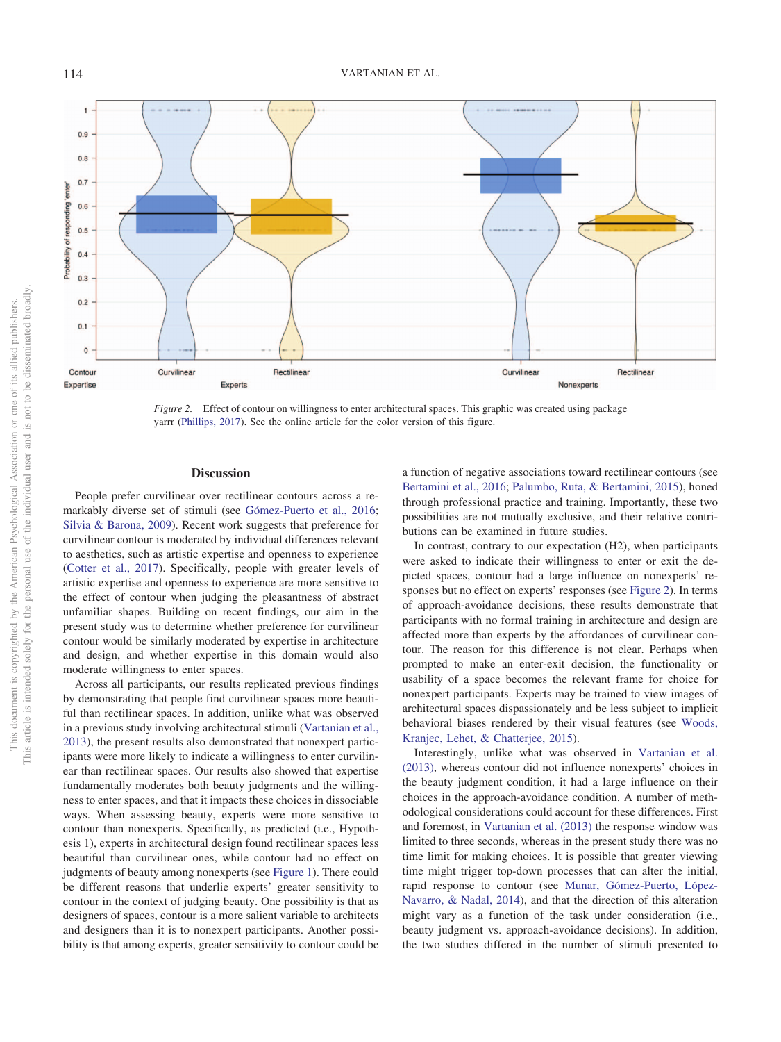1
0.9
0.8
0.7
0.6
0.5
0.4
0.3
0.2
0.1
0

Probability of responding 'enter'

Contour
Expertise

Curvilinear
Rectilinear
Experts

Curvilinear
Rectilinear
Nonexperts

*Figure 2.* Effect of contour on willingness to enter architectural spaces. This graphic was created using package yarrr (Phillips, 2017). See the online article for the color version of this figure.

## Discussion

People prefer curvilinear over rectilinear contours across a remarkably diverse set of stimuli (see Gómez-Puerto et al., 2016; Silvia & Barona, 2009). Recent work suggests that preference for curvilinear contour is moderated by individual differences relevant to aesthetics, such as artistic expertise and openness to experience (Cotter et al., 2017). Specifically, people with greater levels of artistic expertise and openness to experience are more sensitive to the effect of contour when judging the pleasantness of abstract unfamiliar shapes. Building on recent findings, our aim in the present study was to determine whether preference for curvilinear contour would be similarly moderated by expertise in architecture and design, and whether expertise in this domain would also moderate willingness to enter spaces.

Across all participants, our results replicated previous findings by demonstrating that people find curvilinear spaces more beautiful than rectilinear spaces. In addition, unlike what was observed in a previous study involving architectural stimuli (Vartanian et al., 2013), the present results also demonstrated that nonexpert participants were more likely to indicate a willingness to enter curvilinear than rectilinear spaces. Our results also showed that expertise fundamentally moderates both beauty judgments and the willingness to enter spaces, and that it impacts these choices in dissociable ways. When assessing beauty, experts were more sensitive to contour than nonexperts. Specifically, as predicted (i.e., Hypothesis 1), experts in architectural design found rectilinear spaces less beautiful than curvilinear ones, while contour had no effect on judgments of beauty among nonexperts (see Figure 1). There could be different reasons that underlie experts' greater sensitivity to contour in the context of judging beauty. One possibility is that as designers of spaces, contour is a more salient variable to architects and designers than it is to nonexpert participants. Another possibility is that among experts, greater sensitivity to contour could be a function of negative associations toward rectilinear contours (see Bertamini et al., 2016; Palumbo, Ruta, & Bertamini, 2015), honed through professional practice and training. Importantly, these two possibilities are not mutually exclusive, and their relative contributions can be examined in future studies.

In contrast, contrary to our expectation (H2), when participants were asked to indicate their willingness to enter or exit the depicted spaces, contour had a large influence on nonexperts' responses but no effect on experts' responses (see Figure 2). In terms of approach-avoidance decisions, these results demonstrate that participants with no formal training in architecture and design are affected more than experts by the affordances of curvilinear contour. The reason for this difference is not clear. Perhaps when prompted to make an enter-exit decision, the functionality or usability of a space becomes the relevant frame for choice for nonexpert participants. Experts may be trained to view images of architectural spaces dispassionately and be less subject to implicit behavioral biases rendered by their visual features (see Woods, Kranjec, Lehet, & Chatterjee, 2015).

Interestingly, unlike what was observed in Vartanian et al. (2013), whereas contour did not influence nonexperts' choices in the beauty judgment condition, it had a large influence on their choices in the approach-avoidance condition. A number of methodological considerations could account for these differences. First and foremost, in Vartanian et al. (2013) the response window was limited to three seconds, whereas in the present study there was no time limit for making choices. It is possible that greater viewing time might trigger top-down processes that can alter the initial, rapid response to contour (see Munar, Gómez-Puerto, López-Navarro, & Nadal, 2014), and that the direction of this alteration might vary as a function of the task under consideration (i.e., beauty judgment vs. approach-avoidance decisions). In addition, the two studies differed in the number of stimuli presented to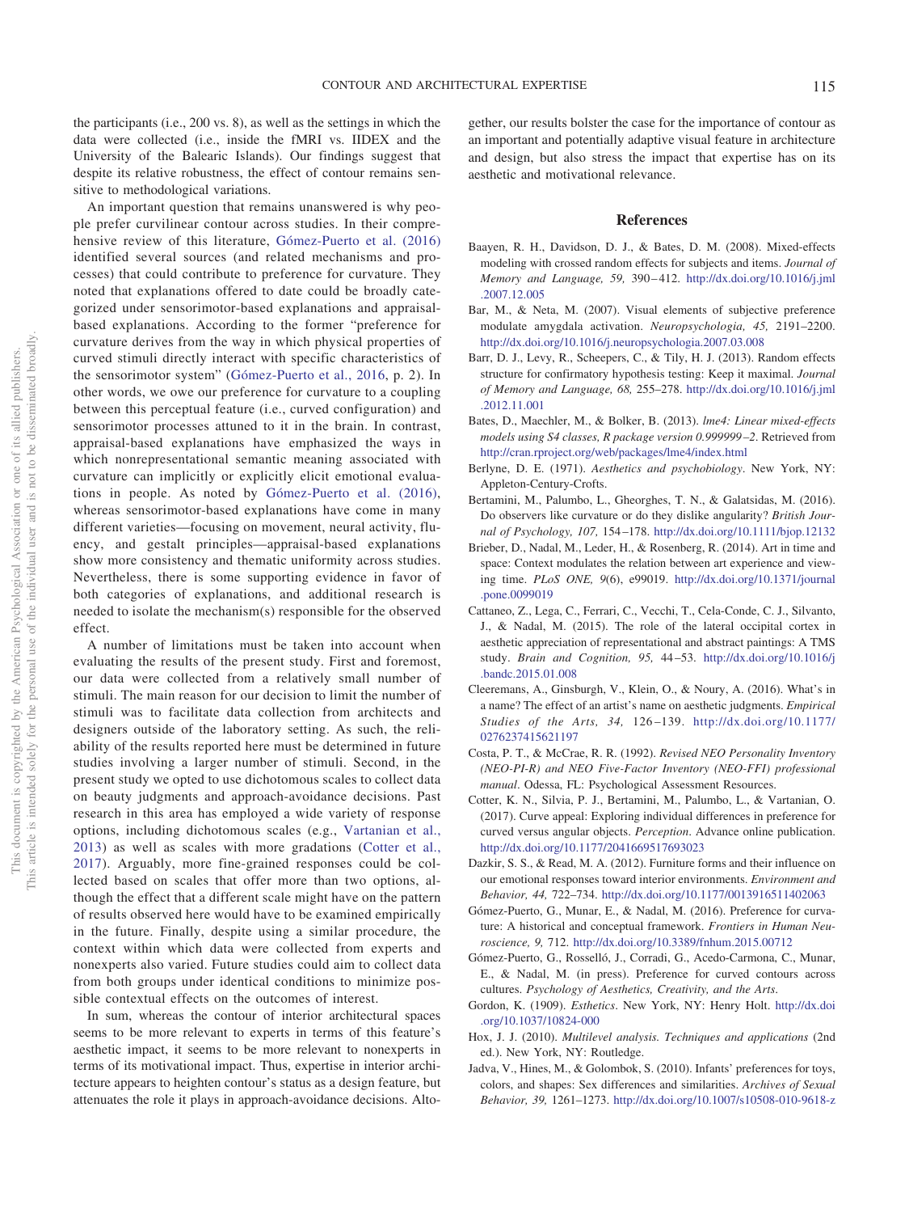the participants (i.e., 200 vs. 8), as well as the settings in which the data were collected (i.e., inside the fMRI vs. IIDEX and the University of the Balearic Islands). Our findings suggest that despite its relative robustness, the effect of contour remains sensitive to methodological variations.

An important question that remains unanswered is why people prefer curvilinear contour across studies. In their comprehensive review of this literature, Gómez-Puerto et al. (2016) identified several sources (and related mechanisms and processes) that could contribute to preference for curvature. They noted that explanations offered to date could be broadly categorized under sensorimotor-based explanations and appraisal-based explanations. According to the former "preference for curvature derives from the way in which physical properties of curved stimuli directly interact with specific characteristics of the sensorimotor system" (Gómez-Puerto et al., 2016, p. 2). In other words, we owe our preference for curvature to a coupling between this perceptual feature (i.e., curved configuration) and sensorimotor processes attuned to it in the brain. In contrast, appraisal-based explanations have emphasized the ways in which nonrepresentational semantic meaning associated with curvature can implicitly or explicitly elicit emotional evaluations in people. As noted by Gómez-Puerto et al. (2016), whereas sensorimotor-based explanations have come in many different varieties—focusing on movement, neural activity, fluency, and gestalt principles—appraisal-based explanations show more consistency and thematic uniformity across studies. Nevertheless, there is some supporting evidence in favor of both categories of explanations, and additional research is needed to isolate the mechanism(s) responsible for the observed effect.

A number of limitations must be taken into account when evaluating the results of the present study. First and foremost, our data were collected from a relatively small number of stimuli. The main reason for our decision to limit the number of stimuli was to facilitate data collection from architects and designers outside of the laboratory setting. As such, the reliability of the results reported here must be determined in future studies involving a larger number of stimuli. Second, in the present study we opted to use dichotomous scales to collect data on beauty judgments and approach-avoidance decisions. Past research in this area has employed a wide variety of response options, including dichotomous scales (e.g., Vartanian et al., 2013) as well as scales with more gradations (Cotter et al., 2017). Arguably, more fine-grained responses could be collected based on scales that offer more than two options, although the effect that a different scale might have on the pattern of results observed here would have to be examined empirically in the future. Finally, despite using a similar procedure, the context within which data were collected from experts and nonexperts also varied. Future studies could aim to collect data from both groups under identical conditions to minimize possible contextual effects on the outcomes of interest.

In sum, whereas the contour of interior architectural spaces seems to be more relevant to experts in terms of this feature's aesthetic impact, it seems to be more relevant to nonexperts in terms of its motivational impact. Thus, expertise in interior architecture appears to heighten contour's status as a design feature, but attenuates the role it plays in approach-avoidance decisions. Altogether, our results bolster the case for the importance of contour as an important and potentially adaptive visual feature in architecture and design, but also stress the impact that expertise has on its aesthetic and motivational relevance.

## References

Baayen, R. H., Davidson, D. J., & Bates, D. M. (2008). Mixed-effects modeling with crossed random effects for subjects and items. *Journal of Memory and Language, 59,* 390–412. http://dx.doi.org/10.1016/j.jml.2007.12.005

Bar, M., & Neta, M. (2007). Visual elements of subjective preference modulate amygdala activation. *Neuropsychologia, 45,* 2191–2200. http://dx.doi.org/10.1016/j.neuropsychologia.2007.03.008

Barr, D. J., Levy, R., Scheepers, C., & Tily, H. J. (2013). Random effects structure for confirmatory hypothesis testing: Keep it maximal. *Journal of Memory and Language, 68,* 255–278. http://dx.doi.org/10.1016/j.jml.2012.11.001

Bates, D., Maechler, M., & Bolker, B. (2013). *lme4: Linear mixed-effects models using S4 classes, R package version 0.999999–2*. Retrieved from http://cran.rproject.org/web/packages/lme4/index.html

Berlyne, D. E. (1971). *Aesthetics and psychobiology*. New York, NY: Appleton-Century-Crofts.

Bertamini, M., Palumbo, L., Gheorghes, T. N., & Galatsidas, M. (2016). Do observers like curvature or do they dislike angularity? *British Journal of Psychology, 107,* 154–178. http://dx.doi.org/10.1111/bjop.12132

Brieber, D., Nadal, M., Leder, H., & Rosenberg, R. (2014). Art in time and space: Context modulates the relation between art experience and viewing time. *PLoS ONE, 9*(6), e99019. http://dx.doi.org/10.1371/journal.pone.0099019

Cattaneo, Z., Lega, C., Ferrari, C., Vecchi, T., Cela-Conde, C. J., Silvanto, J., & Nadal, M. (2015). The role of the lateral occipital cortex in aesthetic appreciation of representational and abstract paintings: A TMS study. *Brain and Cognition, 95,* 44–53. http://dx.doi.org/10.1016/j.bandc.2015.01.008

Cleeremans, A., Ginsburgh, V., Klein, O., & Noury, A. (2016). What's in a name? The effect of an artist's name on aesthetic judgments. *Empirical Studies of the Arts, 34,* 126–139. http://dx.doi.org/10.1177/0276237415621197

Costa, P. T., & McCrae, R. R. (1992). *Revised NEO Personality Inventory (NEO-PI-R) and NEO Five-Factor Inventory (NEO-FFI) professional manual*. Odessa, FL: Psychological Assessment Resources.

Cotter, K. N., Silvia, P. J., Bertamini, M., Palumbo, L., & Vartanian, O. (2017). Curve appeal: Exploring individual differences in preference for curved versus angular objects. *Perception*. Advance online publication. http://dx.doi.org/10.1177/2041669517693023

Dazkir, S. S., & Read, M. A. (2012). Furniture forms and their influence on our emotional responses toward interior environments. *Environment and Behavior, 44,* 722–734. http://dx.doi.org/10.1177/0013916511402063

Gómez-Puerto, G., Munar, E., & Nadal, M. (2016). Preference for curvature: A historical and conceptual framework. *Frontiers in Human Neuroscience, 9,* 712. http://dx.doi.org/10.3389/fnhum.2015.00712

Gómez-Puerto, G., Rosselló, J., Corradi, G., Acedo-Carmona, C., Munar, E., & Nadal, M. (in press). Preference for curved contours across cultures. *Psychology of Aesthetics, Creativity, and the Arts*.

Gordon, K. (1909). *Esthetics*. New York, NY: Henry Holt. http://dx.doi.org/10.1037/10824-000

Hox, J. J. (2010). *Multilevel analysis. Techniques and applications* (2nd ed.). New York, NY: Routledge.

Jadva, V., Hines, M., & Golombok, S. (2010). Infants' preferences for toys, colors, and shapes: Sex differences and similarities. *Archives of Sexual Behavior, 39,* 1261–1273. http://dx.doi.org/10.1007/s10508-010-9618-z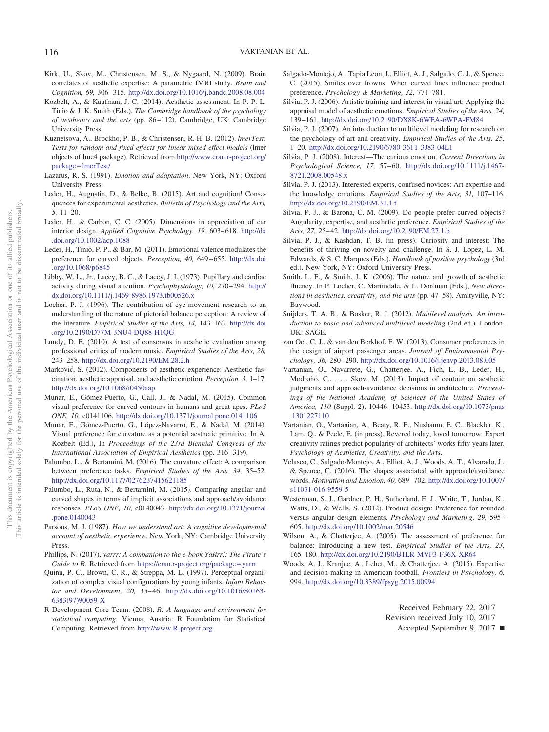Kirk, U., Skov, M., Christensen, M. S., & Nygaard, N. (2009). Brain correlates of aesthetic expertise: A parametric fMRI study. *Brain and Cognition, 69,* 306–315. http://dx.doi.org/10.1016/j.bandc.2008.08.004

Kozbelt, A., & Kaufman, J. C. (2014). Aesthetic assessment. In P. P. L. Tinio & J. K. Smith (Eds.), *The Cambridge handbook of the psychology of aesthetics and the arts* (pp. 86–112). Cambridge, UK: Cambridge University Press.

Kuznetsova, A., Brockho, P. B., & Christensen, R. H. B. (2012). *lmerTest: Tests for random and fixed effects for linear mixed effect models* (lmer objects of lme4 package). Retrieved from http://www.cran.r-project.org/package=lmerTest/

Lazarus, R. S. (1991). *Emotion and adaptation*. New York, NY: Oxford University Press.

Leder, H., Augustin, D., & Belke, B. (2015). Art and cognition! Consequences for experimental aesthetics. *Bulletin of Psychology and the Arts, 5,* 11–20.

Leder, H., & Carbon, C. C. (2005). Dimensions in appreciation of car interior design. *Applied Cognitive Psychology, 19,* 603–618. http://dx.doi.org/10.1002/acp.1088

Leder, H., Tinio, P. P., & Bar, M. (2011). Emotional valence modulates the preference for curved objects. *Perception, 40,* 649–655. http://dx.doi.org/10.1068/p6845

Libby, W. L., Jr., Lacey, B. C., & Lacey, J. I. (1973). Pupillary and cardiac activity during visual attention. *Psychophysiology, 10,* 270–294. http://dx.doi.org/10.1111/j.1469-8986.1973.tb00526.x

Locher, P. J. (1996). The contribution of eye-movement research to an understanding of the nature of pictorial balance perception: A review of the literature. *Empirical Studies of the Arts, 14,* 143–163. http://dx.doi.org/10.2190/D77M-3NU4-DQ88-H1QG

Lundy, D. E. (2010). A test of consensus in aesthetic evaluation among professional critics of modern music. *Empirical Studies of the Arts, 28,* 243–258. http://dx.doi.org/10.2190/EM.28.2.h

Marković, S. (2012). Components of aesthetic experience: Aesthetic fascination, aesthetic appraisal, and aesthetic emotion. *Perception, 3,* 1–17. http://dx.doi.org/10.1068/i0450aap

Munar, E., Gómez-Puerto, G., Call, J., & Nadal, M. (2015). Common visual preference for curved contours in humans and great apes. *PLoS ONE, 10,* e0141106. http://dx.doi.org/10.1371/journal.pone.0141106

Munar, E., Gómez-Puerto, G., López-Navarro, E., & Nadal, M. (2014). Visual preference for curvature as a potential aesthetic primitive. In A. Kozbelt (Ed.), In *Proceedings of the 23rd Biennial Congress of the International Association of Empirical Aesthetics* (pp. 316–319).

Palumbo, L., & Bertamini, M. (2016). The curvature effect: A comparison between preference tasks. *Empirical Studies of the Arts, 34,* 35–52. http://dx.doi.org/10.1177/0276237415621185

Palumbo, L., Ruta, N., & Bertamini, M. (2015). Comparing angular and curved shapes in terms of implicit associations and approach/avoidance responses. *PLoS ONE, 10,* e0140043. http://dx.doi.org/10.1371/journal.pone.0140043

Parsons, M. J. (1987). *How we understand art: A cognitive developmental account of aesthetic experience*. New York, NY: Cambridge University Press.

Phillips, N. (2017). *yarrr: A companion to the e-book YaRrr!: The Pirate's Guide to R*. Retrieved from https://cran.r-project.org/package=yarrr

Quinn, P. C., Brown, C. R., & Streppa, M. L. (1997). Perceptual organization of complex visual configurations by young infants. *Infant Behavior and Development, 20,* 35–46. http://dx.doi.org/10.1016/S0163-6383(97)90059-X

R Development Core Team. (2008). *R: A language and environment for statistical computing*. Vienna, Austria: R Foundation for Statistical Computing. Retrieved from http://www.R-project.org

Salgado-Montejo, A., Tapia Leon, I., Elliot, A. J., Salgado, C. J., & Spence, C. (2015). Smiles over frowns: When curved lines influence product preference. *Psychology & Marketing, 32,* 771–781.

Silvia, P. J. (2006). Artistic training and interest in visual art: Applying the appraisal model of aesthetic emotions. *Empirical Studies of the Arts, 24,* 139–161. http://dx.doi.org/10.2190/DX8K-6WEA-6WPA-FM84

Silvia, P. J. (2007). An introduction to multilevel modeling for research on the psychology of art and creativity. *Empirical Studies of the Arts, 25,* 1–20. http://dx.doi.org/10.2190/6780-361T-3J83-04L1

Silvia, P. J. (2008). Interest—The curious emotion. *Current Directions in Psychological Science, 17,* 57–60. http://dx.doi.org/10.1111/j.1467-8721.2008.00548.x

Silvia, P. J. (2013). Interested experts, confused novices: Art expertise and the knowledge emotions. *Empirical Studies of the Arts, 31,* 107–116. http://dx.doi.org/10.2190/EM.31.1.f

Silvia, P. J., & Barona, C. M. (2009). Do people prefer curved objects? Angularity, expertise, and aesthetic preference. *Empirical Studies of the Arts, 27,* 25–42. http://dx.doi.org/10.2190/EM.27.1.b

Silvia, P. J., & Kashdan, T. B. (in press). Curiosity and interest: The benefits of thriving on novelty and challenge. In S. J. Lopez, L. M. Edwards, & S. C. Marques (Eds.), *Handbook of positive psychology* (3rd ed.). New York, NY: Oxford University Press.

Smith, L. F., & Smith, J. K. (2006). The nature and growth of aesthetic fluency. In P. Locher, C. Martindale, & L. Dorfman (Eds.), *New directions in aesthetics, creativity, and the arts* (pp. 47–58). Amityville, NY: Baywood.

Snijders, T. A. B., & Bosker, R. J. (2012). *Multilevel analysis. An introduction to basic and advanced multilevel modeling* (2nd ed.). London, UK: SAGE.

van Oel, C. J., & van den Berkhof, F. W. (2013). Consumer preferences in the design of airport passenger areas. *Journal of Environmental Psychology, 36,* 280–290. http://dx.doi.org/10.1016/j.jenvp.2013.08.005

Vartanian, O., Navarrete, G., Chatterjee, A., Fich, L. B., Leder, H., Modroño, C., . . . Skov, M. (2013). Impact of contour on aesthetic judgments and approach-avoidance decisions in architecture. *Proceedings of the National Academy of Sciences of the United States of America, 110* (Suppl. 2), 10446–10453. http://dx.doi.org/10.1073/pnas.1301227110

Vartanian, O., Vartanian, A., Beaty, R. E., Nusbaum, E. C., Blackler, K., Lam, Q., & Peele, E. (in press). Revered today, loved tomorrow: Expert creativity ratings predict popularity of architects' works fifty years later. *Psychology of Aesthetics, Creativity, and the Arts*.

Velasco, C., Salgado-Montejo, A., Elliot, A. J., Woods, A. T., Alvarado, J., & Spence, C. (2016). The shapes associated with approach/avoidance words. *Motivation and Emotion, 40,* 689–702. http://dx.doi.org/10.1007/s11031-016-9559-5

Westerman, S. J., Gardner, P. H., Sutherland, E. J., White, T., Jordan, K., Watts, D., & Wells, S. (2012). Product design: Preference for rounded versus angular design elements. *Psychology and Marketing, 29,* 595–605. http://dx.doi.org/10.1002/mar.20546

Wilson, A., & Chatterjee, A. (2005). The assessment of preference for balance: Introducing a new test. *Empirical Studies of the Arts, 23,* 165–180. http://dx.doi.org/10.2190/B1LR-MVF3-F36X-XR64

Woods, A. J., Kranjec, A., Lehet, M., & Chatterjee, A. (2015). Expertise and decision-making in American football. *Frontiers in Psychology, 6,* 994. http://dx.doi.org/10.3389/fpsyg.2015.00994

Received February 22, 2017
Revision received July 10, 2017
Accepted September 9, 2017 ■